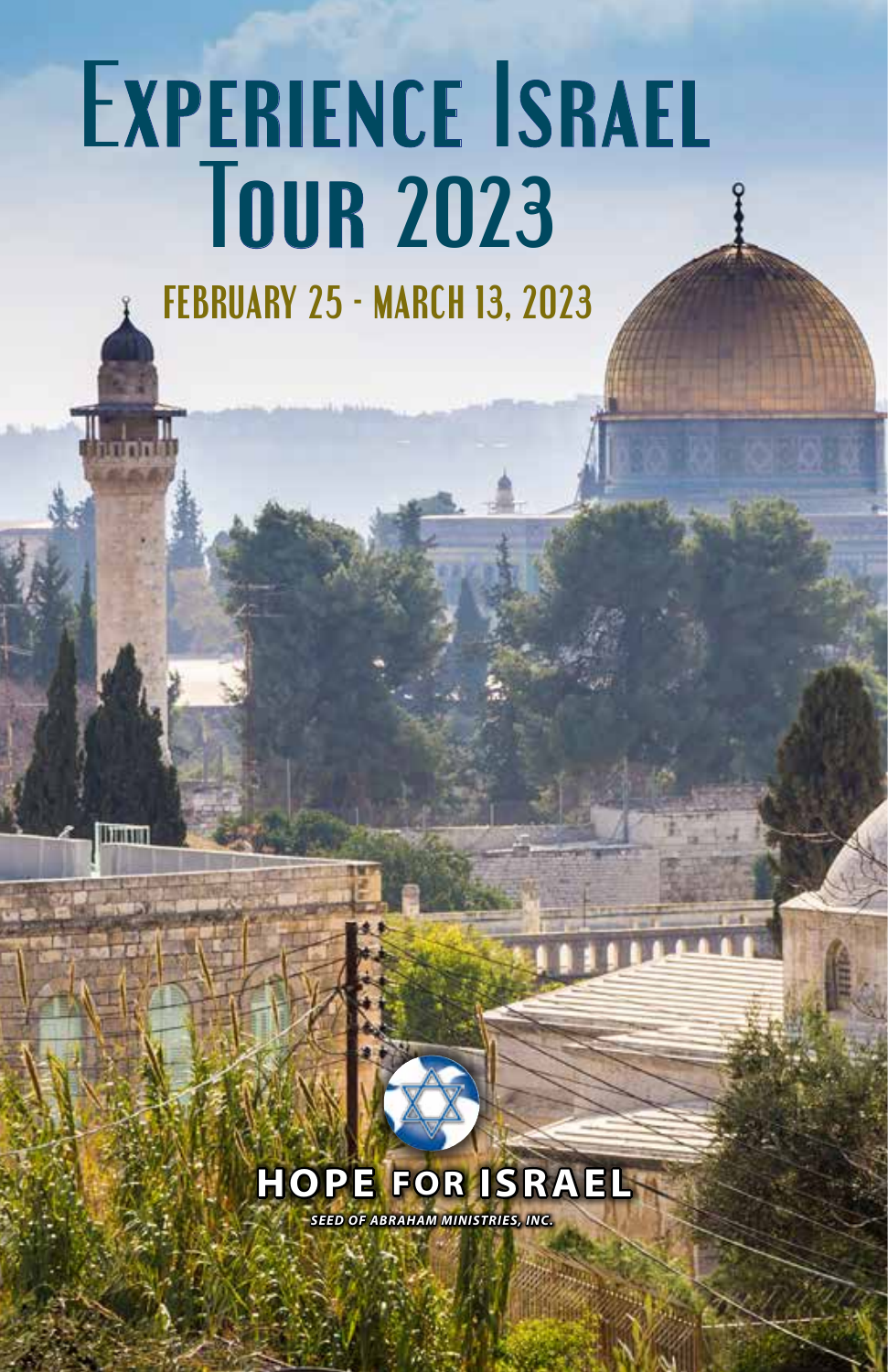# Experience Israel Tour 2023

## February 25 - March 13, 2023

**HOPE FOR ISRAEL**

*SEED OF ABRAHAM MINISTRIES, INC.*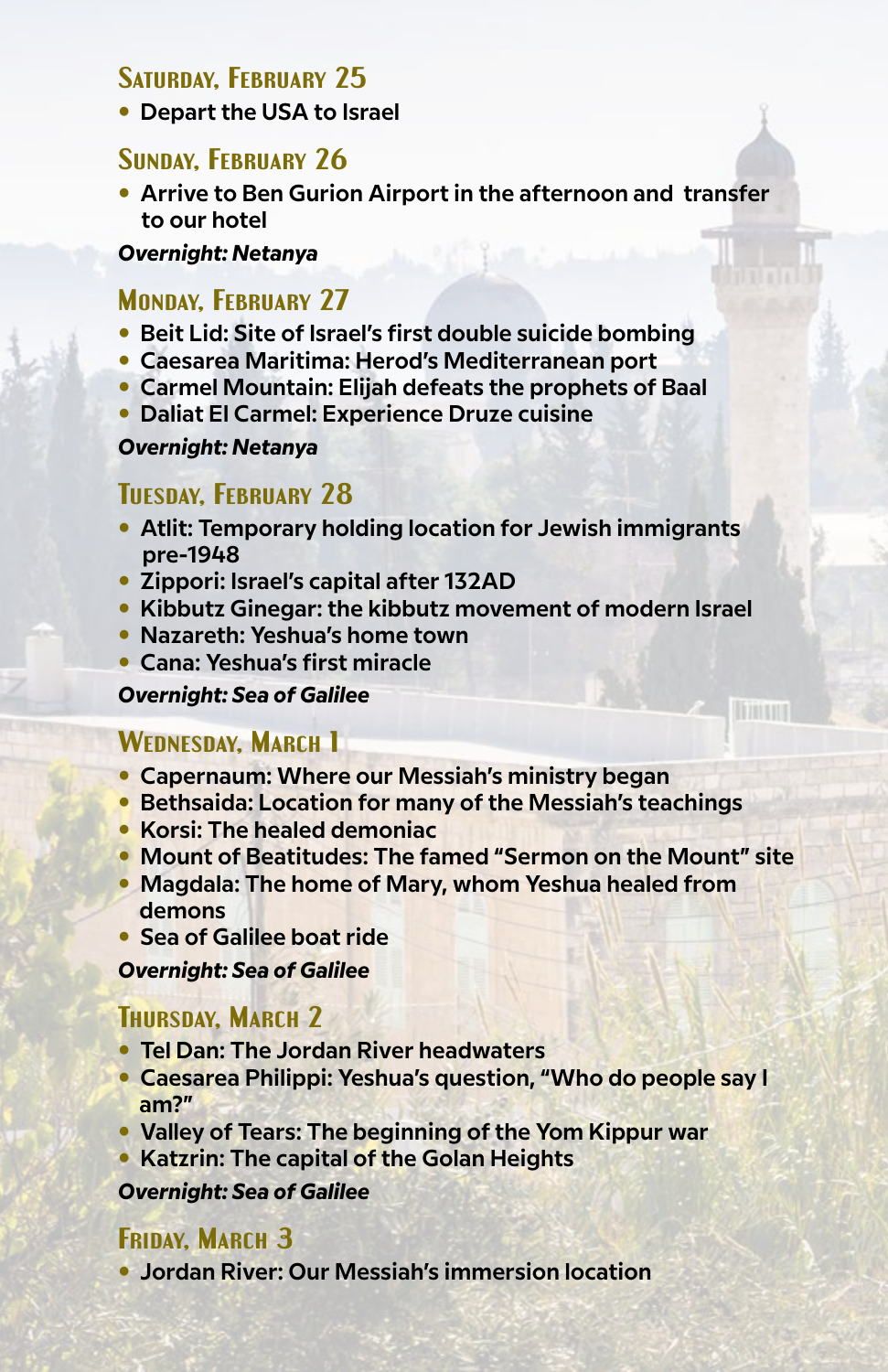### Saturday, February 25

- Depart the USA to Israel

### Sunday, February 26

- Arrive to Ben Gurion Airport in the afternoon and transfer to our hotel

***Overnight: Netanya***

### Monday, February 27

- Beit Lid: Site of Israel's first double suicide bombing
- Caesarea Maritima: Herod's Mediterranean port
- Carmel Mountain: Elijah defeats the prophets of Baal
- Daliat El Carmel: Experience Druze cuisine

***Overnight: Netanya***

### Tuesday, February 28

- Atlit: Temporary holding location for Jewish immigrants pre-1948
- Zippori: Israel's capital after 132AD
- Kibbutz Ginegar: the kibbutz movement of modern Israel
- Nazareth: Yeshua's home town
- Cana: Yeshua's first miracle

***Overnight: Sea of Galilee***

### Wednesday, March 1

- Capernaum: Where our Messiah's ministry began
- Bethsaida: Location for many of the Messiah's teachings
- Korsi: The healed demoniac
- Mount of Beatitudes: The famed "Sermon on the Mount" site
- Magdala: The home of Mary, whom Yeshua healed from demons
- Sea of Galilee boat ride

***Overnight: Sea of Galilee***

### Thursday, March 2

- Tel Dan: The Jordan River headwaters
- Caesarea Philippi: Yeshua's question, "Who do people say I am?"
- Valley of Tears: The beginning of the Yom Kippur war
- Katzrin: The capital of the Golan Heights

***Overnight: Sea of Galilee***

### Friday, March 3

- Jordan River: Our Messiah's immersion location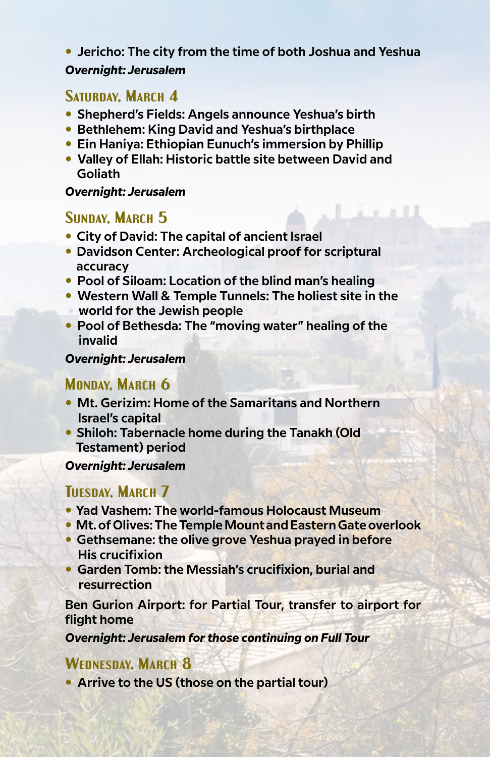- Jericho: The city from the time of both Joshua and Yeshua

***Overnight: Jerusalem***

## Saturday, March 4

- Shepherd's Fields: Angels announce Yeshua's birth
- Bethlehem: King David and Yeshua's birthplace
- Ein Haniya: Ethiopian Eunuch's immersion by Phillip
- Valley of Ellah: Historic battle site between David and Goliath

***Overnight: Jerusalem***

## Sunday, March 5

- City of David: The capital of ancient Israel
- Davidson Center: Archeological proof for scriptural accuracy
- Pool of Siloam: Location of the blind man's healing
- Western Wall & Temple Tunnels: The holiest site in the world for the Jewish people
- Pool of Bethesda: The "moving water" healing of the invalid

***Overnight: Jerusalem***

## Monday, March 6

- Mt. Gerizim: Home of the Samaritans and Northern Israel's capital
- Shiloh: Tabernacle home during the Tanakh (Old Testament) period

***Overnight: Jerusalem***

## Tuesday, March 7

- Yad Vashem: The world-famous Holocaust Museum
- Mt. of Olives: The Temple Mount and Eastern Gate overlook
- Gethsemane: the olive grove Yeshua prayed in before His crucifixion
- Garden Tomb: the Messiah's crucifixion, burial and resurrection

Ben Gurion Airport: for Partial Tour, transfer to airport for flight home

***Overnight: Jerusalem for those continuing on Full Tour***

## Wednesday, March 8

- Arrive to the US (those on the partial tour)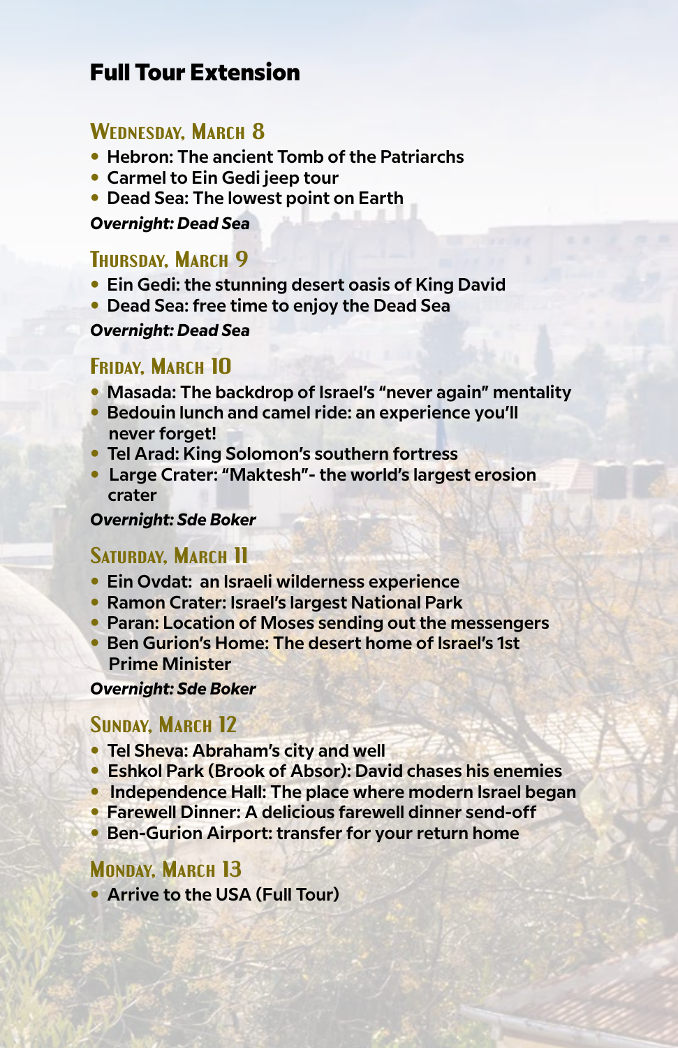# Full Tour Extension

## Wednesday, March 8

- Hebron: The ancient Tomb of the Patriarchs
- Carmel to Ein Gedi jeep tour
- Dead Sea: The lowest point on Earth

***Overnight: Dead Sea***

## Thursday, March 9

- Ein Gedi: the stunning desert oasis of King David
- Dead Sea: free time to enjoy the Dead Sea

***Overnight: Dead Sea***

## Friday, March 10

- Masada: The backdrop of Israel's "never again" mentality
- Bedouin lunch and camel ride: an experience you'll never forget!
- Tel Arad: King Solomon's southern fortress
- Large Crater: "Maktesh"- the world's largest erosion crater

***Overnight: Sde Boker***

## Saturday, March 11

- Ein Ovdat: an Israeli wilderness experience
- Ramon Crater: Israel's largest National Park
- Paran: Location of Moses sending out the messengers
- Ben Gurion's Home: The desert home of Israel's 1st Prime Minister

***Overnight: Sde Boker***

## Sunday, March 12

- Tel Sheva: Abraham's city and well
- Eshkol Park (Brook of Absor): David chases his enemies
- Independence Hall: The place where modern Israel began
- Farewell Dinner: A delicious farewell dinner send-off
- Ben-Gurion Airport: transfer for your return home

## Monday, March 13

- Arrive to the USA (Full Tour)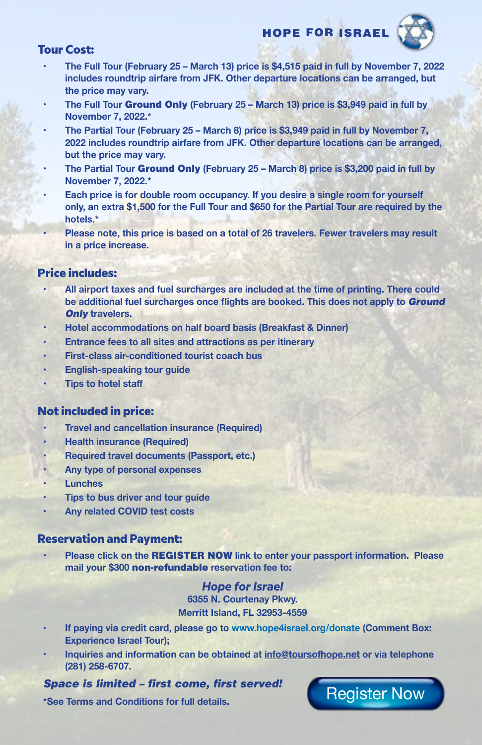**HOPE FOR ISRAEL**

## Tour Cost:

- **The Full Tour (February 25 – March 13) price is $4,515 paid in full by November 7, 2022 includes roundtrip airfare from JFK. Other departure locations can be arranged, but the price may vary.**
- **The Full Tour Ground Only (February 25 – March 13) price is $3,949 paid in full by November 7, 2022.***
- **The Partial Tour (February 25 – March 8) price is $3,949 paid in full by November 7, 2022 includes roundtrip airfare from JFK. Other departure locations can be arranged, but the price may vary.**
- **The Partial Tour Ground Only (February 25 – March 8) price is $3,200 paid in full by November 7, 2022.***
- **Each price is for double room occupancy. If you desire a single room for yourself only, an extra $1,500 for the Full Tour and $650 for the Partial Tour are required by the hotels.***
- **Please note, this price is based on a total of 26 travelers. Fewer travelers may result in a price increase.**

## Price includes:

- **All airport taxes and fuel surcharges are included at the time of printing. There could be additional fuel surcharges once flights are booked. This does not apply to *Ground Only* travelers.**
- **Hotel accommodations on half board basis (Breakfast & Dinner)**
- **Entrance fees to all sites and attractions as per itinerary**
- **First-class air-conditioned tourist coach bus**
- **English-speaking tour guide**
- **Tips to hotel staff**

## Not included in price:

- **Travel and cancellation insurance (Required)**
- **Health insurance (Required)**
- **Required travel documents (Passport, etc.)**
- **Any type of personal expenses**
- **Lunches**
- **Tips to bus driver and tour guide**
- **Any related COVID test costs**

## Reservation and Payment:

- **Please click on the REGISTER NOW link to enter your passport information. Please mail your $300 non-refundable reservation fee to:**

*Hope for Israel*
**6355 N. Courtenay Pkwy.**
**Merritt Island, FL 32953-4559**

- **If paying via credit card, please go to www.hope4israel.org/donate (Comment Box: Experience Israel Tour);**
- **Inquiries and information can be obtained at info@toursofhope.net or via telephone (281) 258-6707.**

***Space is limited – first come, first served!***

**\*See Terms and Conditions for full details.**

Register Now